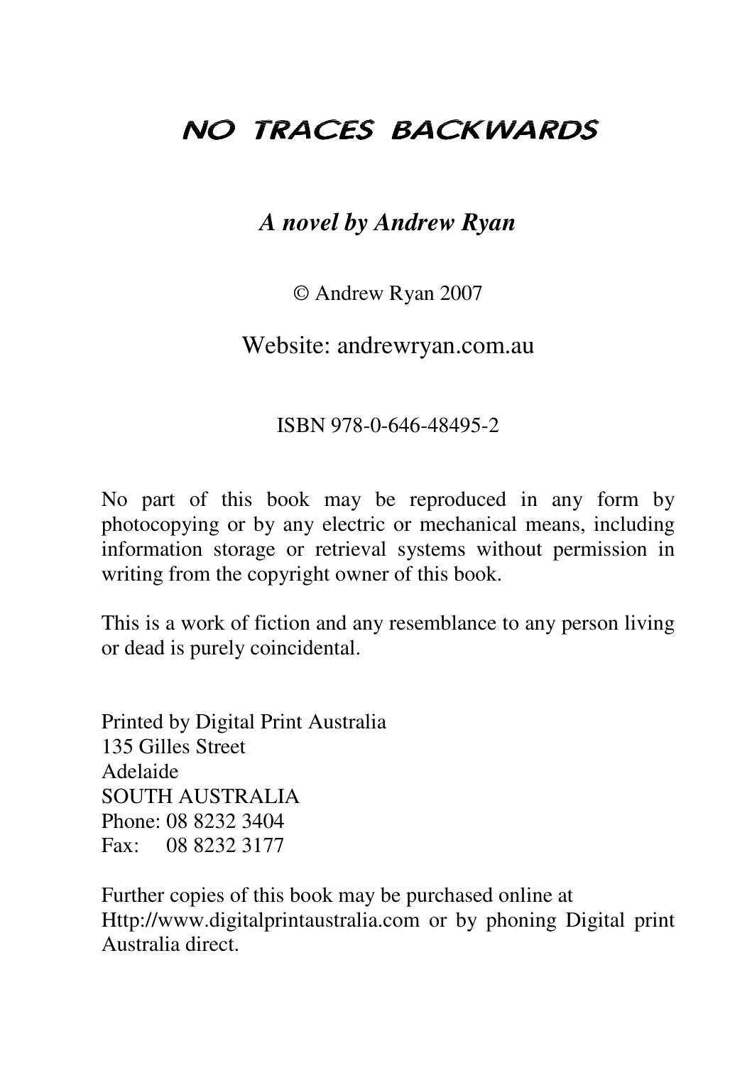# NO TRACES BACKWARDS

***A novel by Andrew Ryan***

© Andrew Ryan 2007

Website: andrewryan.com.au

ISBN 978-0-646-48495-2

No part of this book may be reproduced in any form by photocopying or by any electric or mechanical means, including information storage or retrieval systems without permission in writing from the copyright owner of this book.

This is a work of fiction and any resemblance to any person living or dead is purely coincidental.

Printed by Digital Print Australia
135 Gilles Street
Adelaide
SOUTH AUSTRALIA
Phone: 08 8232 3404
Fax: 08 8232 3177

Further copies of this book may be purchased online at Http://www.digitalprintaustralia.com or by phoning Digital print Australia direct.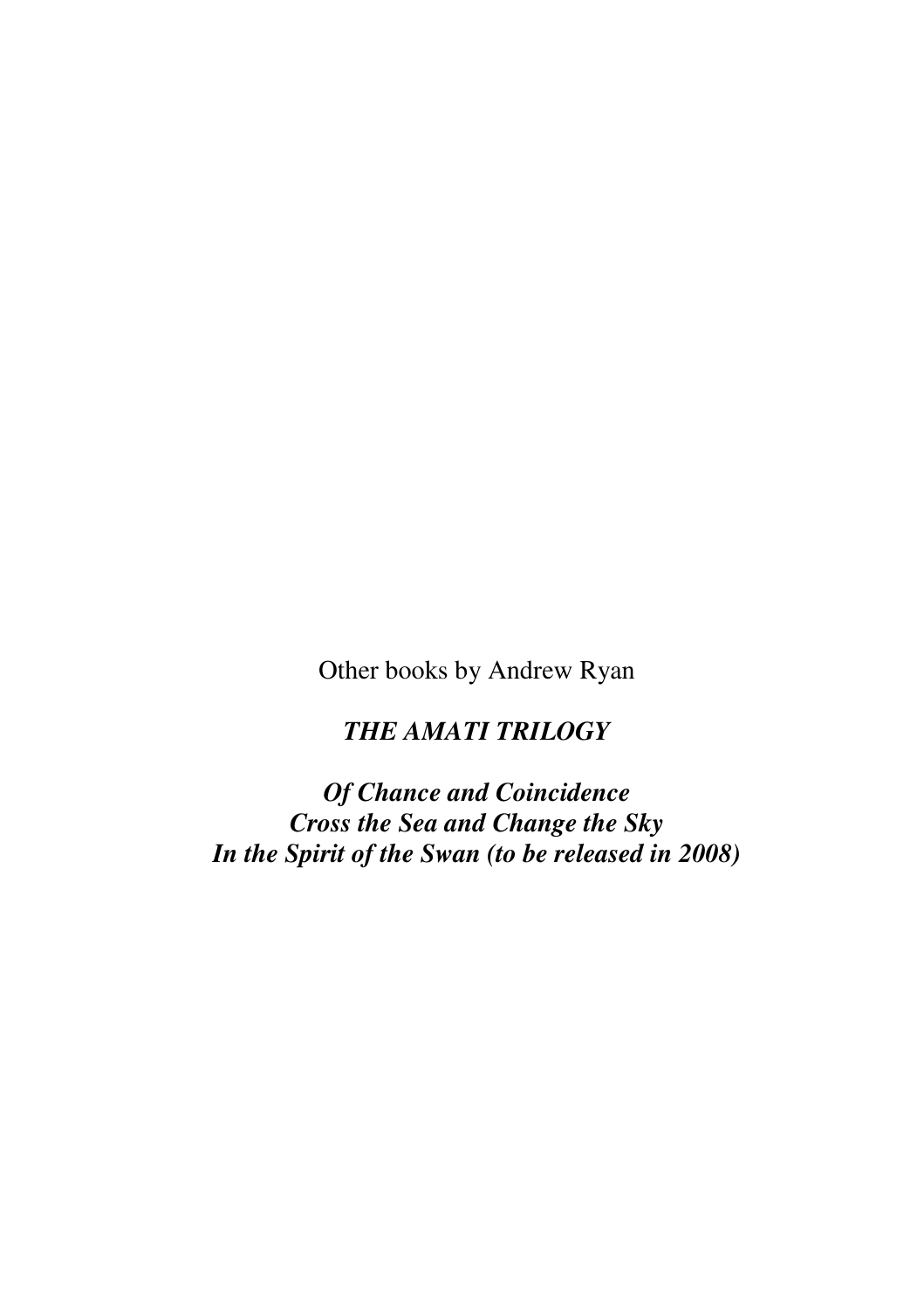Other books by Andrew Ryan

***THE AMATI TRILOGY***

***Of Chance and Coincidence***
***Cross the Sea and Change the Sky***
***In the Spirit of the Swan (to be released in 2008)***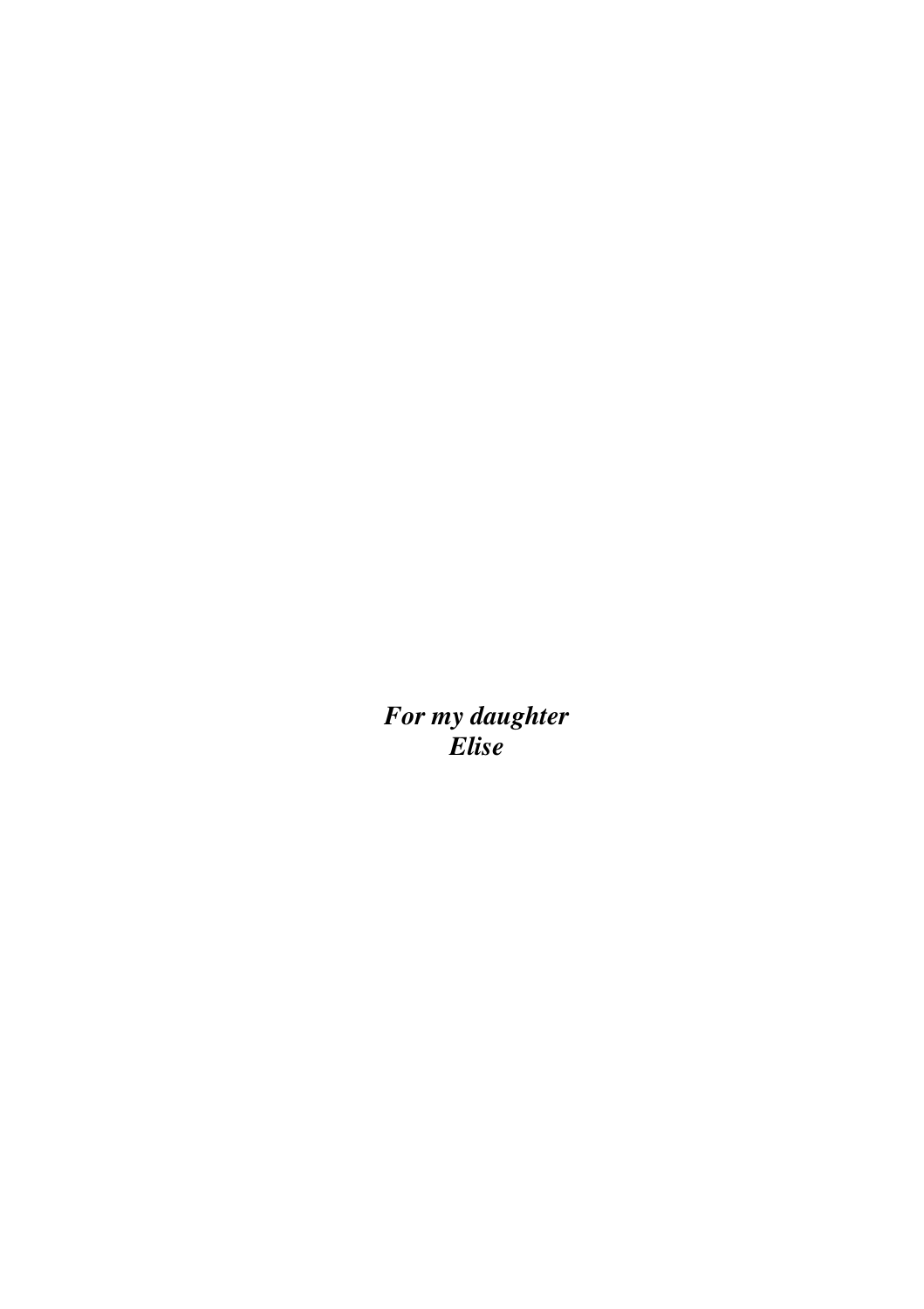***For my daughter***
***Elise***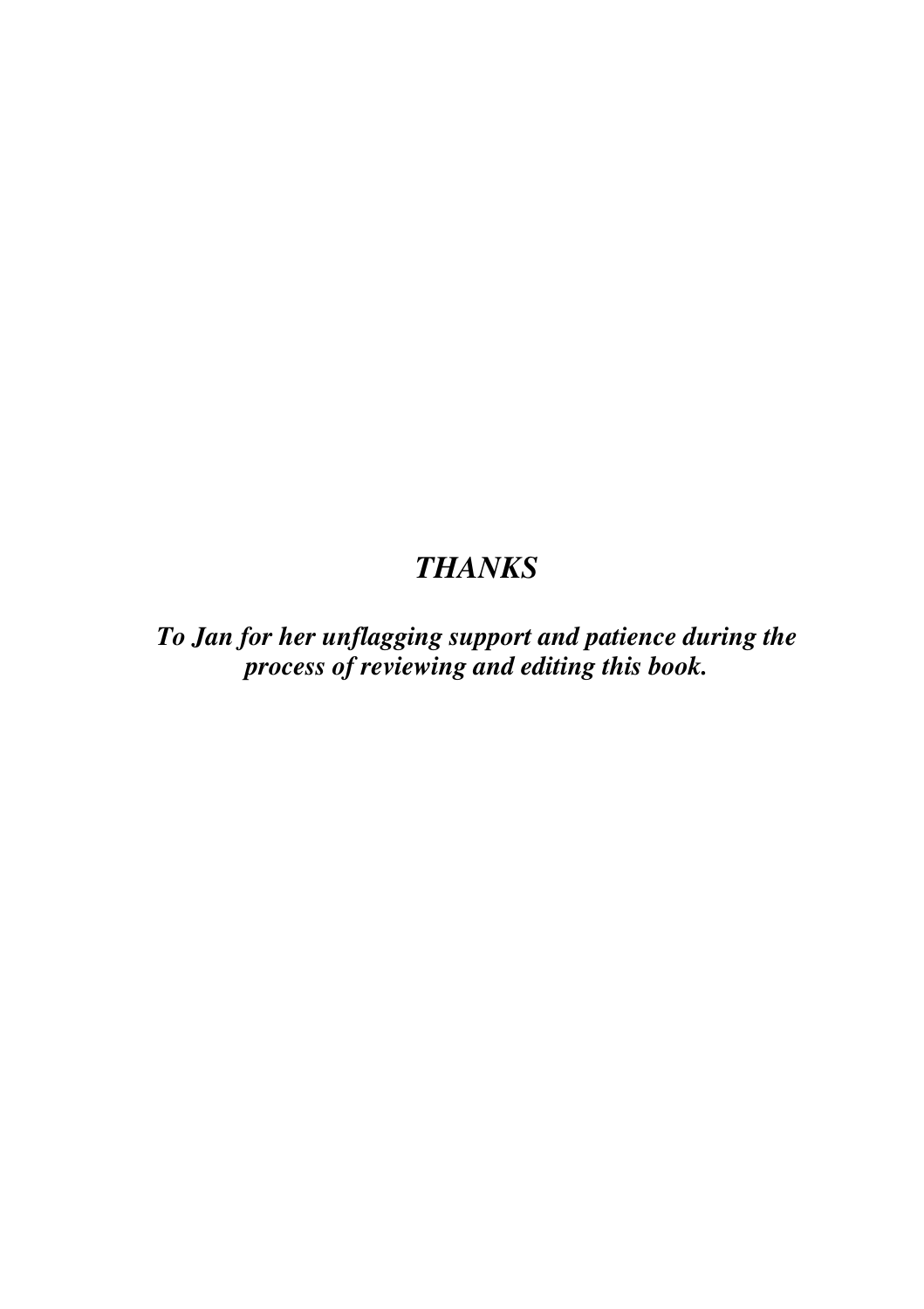# *THANKS*

***To Jan for her unflagging support and patience during the process of reviewing and editing this book.***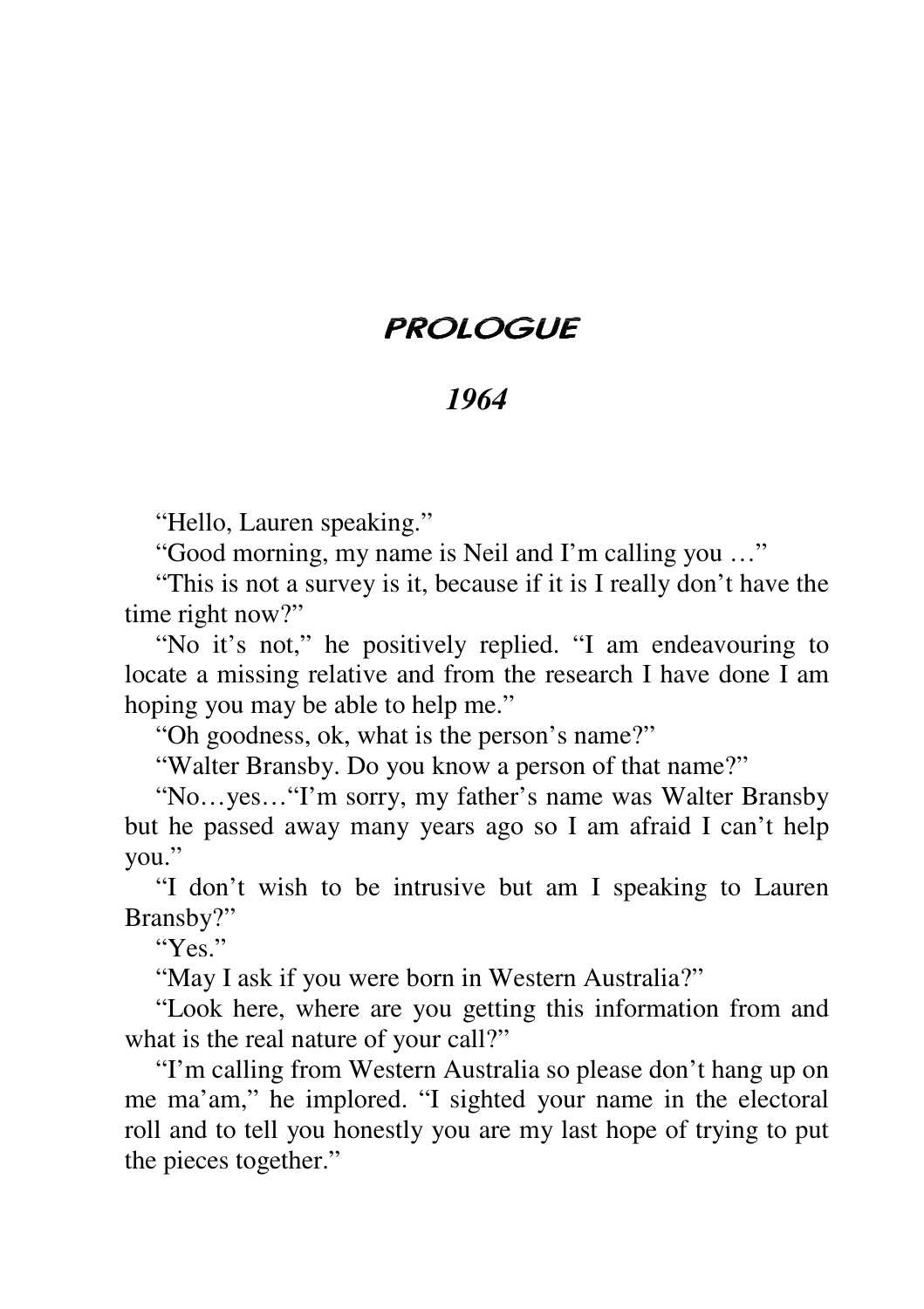# PROLOGUE

## *1964*

"Hello, Lauren speaking."

"Good morning, my name is Neil and I'm calling you …"

"This is not a survey is it, because if it is I really don't have the time right now?"

"No it's not," he positively replied. "I am endeavouring to locate a missing relative and from the research I have done I am hoping you may be able to help me."

"Oh goodness, ok, what is the person's name?"

"Walter Bransby. Do you know a person of that name?"

"No…yes…"I'm sorry, my father's name was Walter Bransby but he passed away many years ago so I am afraid I can't help you."

"I don't wish to be intrusive but am I speaking to Lauren Bransby?"

"Yes."

"May I ask if you were born in Western Australia?"

"Look here, where are you getting this information from and what is the real nature of your call?"

"I'm calling from Western Australia so please don't hang up on me ma'am," he implored. "I sighted your name in the electoral roll and to tell you honestly you are my last hope of trying to put the pieces together."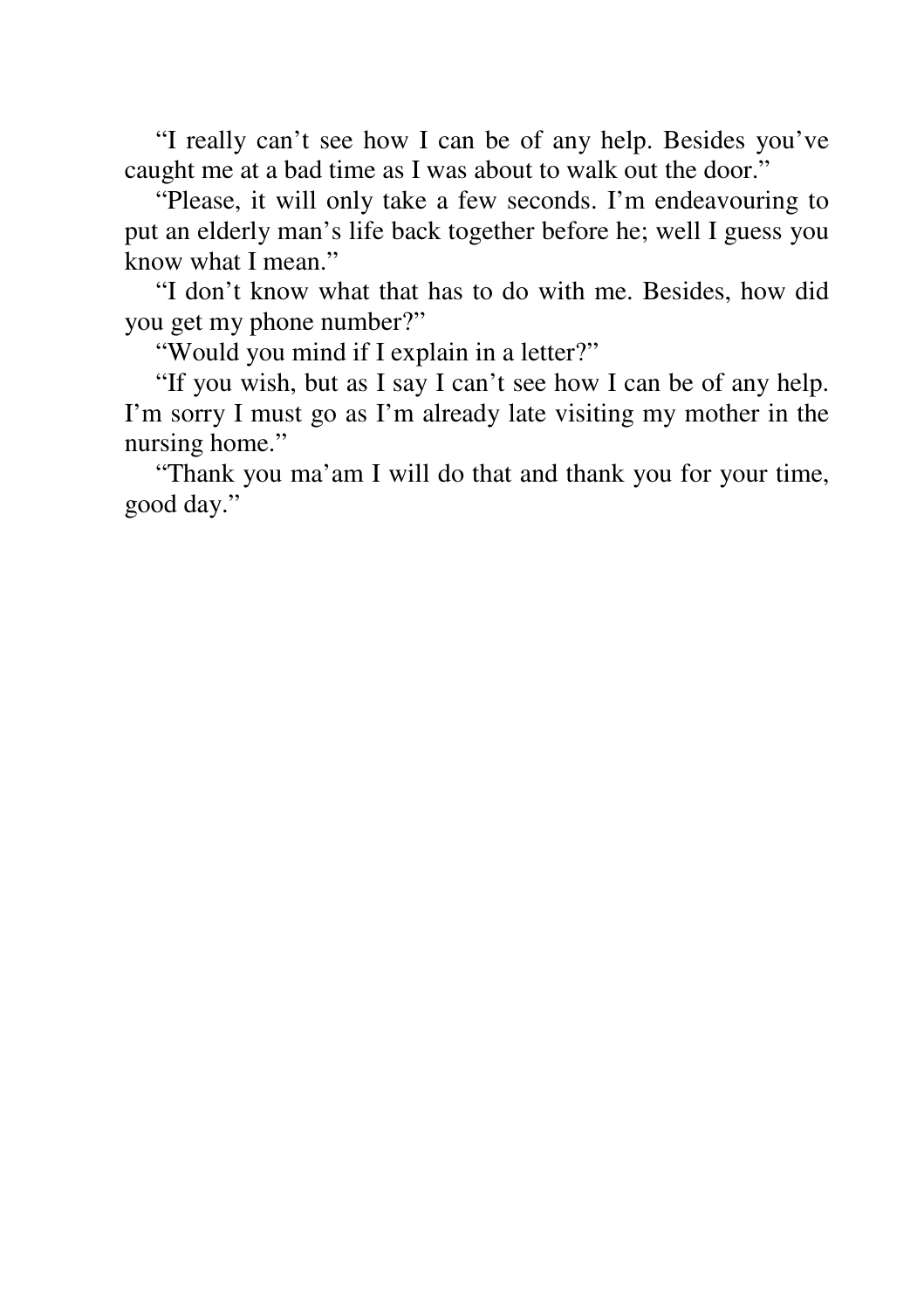"I really can't see how I can be of any help. Besides you've caught me at a bad time as I was about to walk out the door."

"Please, it will only take a few seconds. I'm endeavouring to put an elderly man's life back together before he; well I guess you know what I mean."

"I don't know what that has to do with me. Besides, how did you get my phone number?"

"Would you mind if I explain in a letter?"

"If you wish, but as I say I can't see how I can be of any help. I'm sorry I must go as I'm already late visiting my mother in the nursing home."

"Thank you ma'am I will do that and thank you for your time, good day."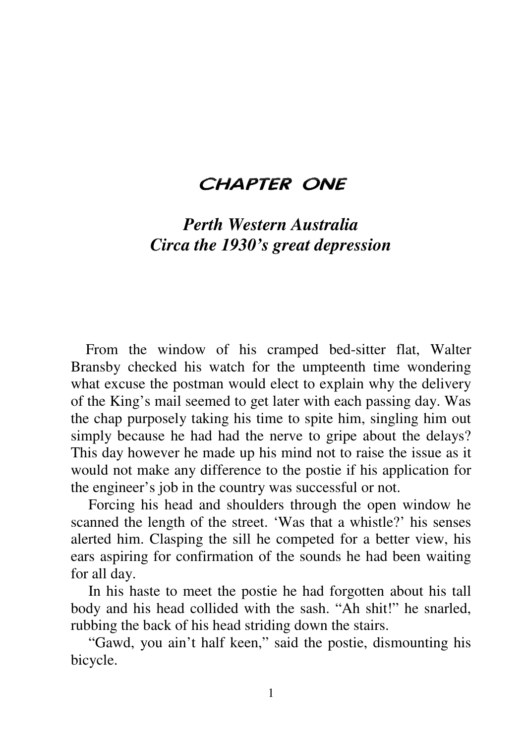# CHAPTER ONE

## *Perth Western Australia Circa the 1930's great depression*

From the window of his cramped bed-sitter flat, Walter Bransby checked his watch for the umpteenth time wondering what excuse the postman would elect to explain why the delivery of the King's mail seemed to get later with each passing day. Was the chap purposely taking his time to spite him, singling him out simply because he had had the nerve to gripe about the delays? This day however he made up his mind not to raise the issue as it would not make any difference to the postie if his application for the engineer's job in the country was successful or not.

Forcing his head and shoulders through the open window he scanned the length of the street. 'Was that a whistle?' his senses alerted him. Clasping the sill he competed for a better view, his ears aspiring for confirmation of the sounds he had been waiting for all day.

In his haste to meet the postie he had forgotten about his tall body and his head collided with the sash. "Ah shit!" he snarled, rubbing the back of his head striding down the stairs.

"Gawd, you ain't half keen," said the postie, dismounting his bicycle.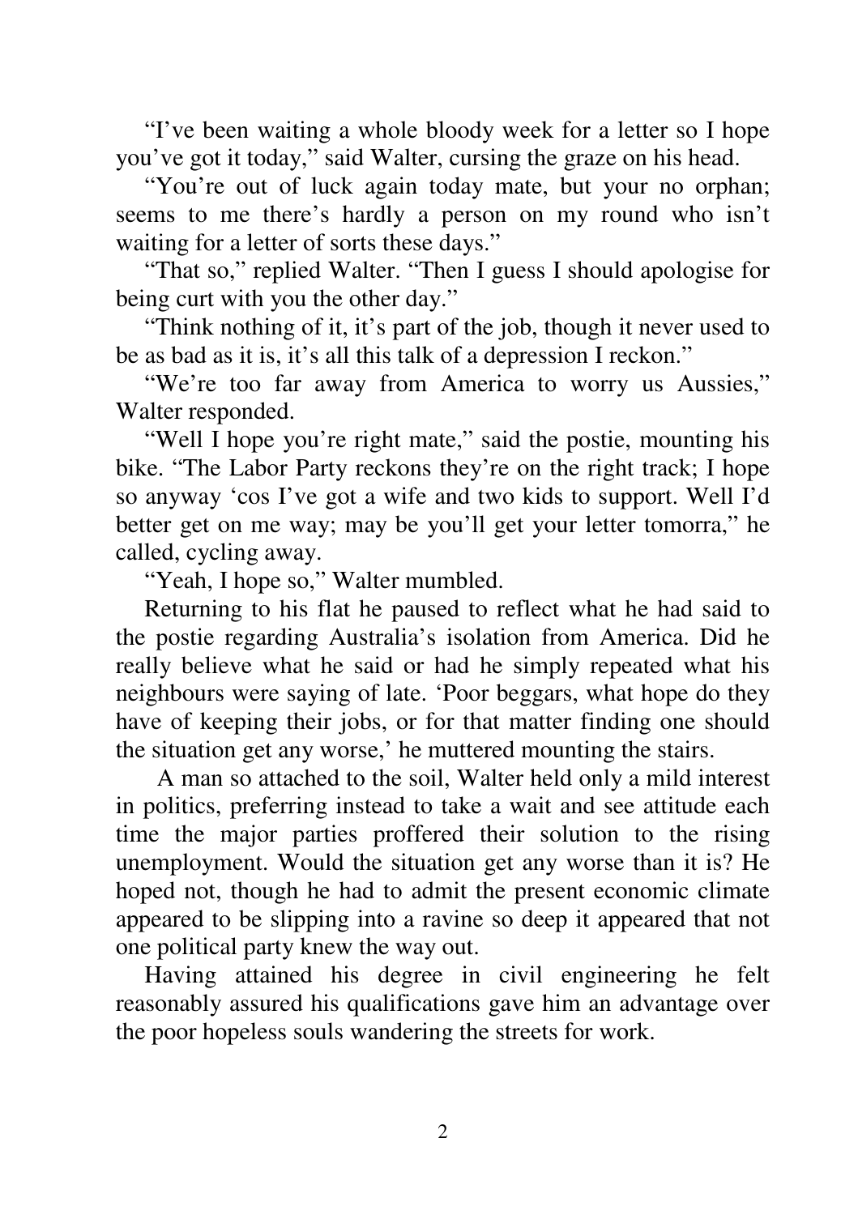"I've been waiting a whole bloody week for a letter so I hope you've got it today," said Walter, cursing the graze on his head.

"You're out of luck again today mate, but your no orphan; seems to me there's hardly a person on my round who isn't waiting for a letter of sorts these days."

"That so," replied Walter. "Then I guess I should apologise for being curt with you the other day."

"Think nothing of it, it's part of the job, though it never used to be as bad as it is, it's all this talk of a depression I reckon."

"We're too far away from America to worry us Aussies," Walter responded.

"Well I hope you're right mate," said the postie, mounting his bike. "The Labor Party reckons they're on the right track; I hope so anyway 'cos I've got a wife and two kids to support. Well I'd better get on me way; may be you'll get your letter tomorra," he called, cycling away.

"Yeah, I hope so," Walter mumbled.

Returning to his flat he paused to reflect what he had said to the postie regarding Australia's isolation from America. Did he really believe what he said or had he simply repeated what his neighbours were saying of late. 'Poor beggars, what hope do they have of keeping their jobs, or for that matter finding one should the situation get any worse,' he muttered mounting the stairs.

A man so attached to the soil, Walter held only a mild interest in politics, preferring instead to take a wait and see attitude each time the major parties proffered their solution to the rising unemployment. Would the situation get any worse than it is? He hoped not, though he had to admit the present economic climate appeared to be slipping into a ravine so deep it appeared that not one political party knew the way out.

Having attained his degree in civil engineering he felt reasonably assured his qualifications gave him an advantage over the poor hopeless souls wandering the streets for work.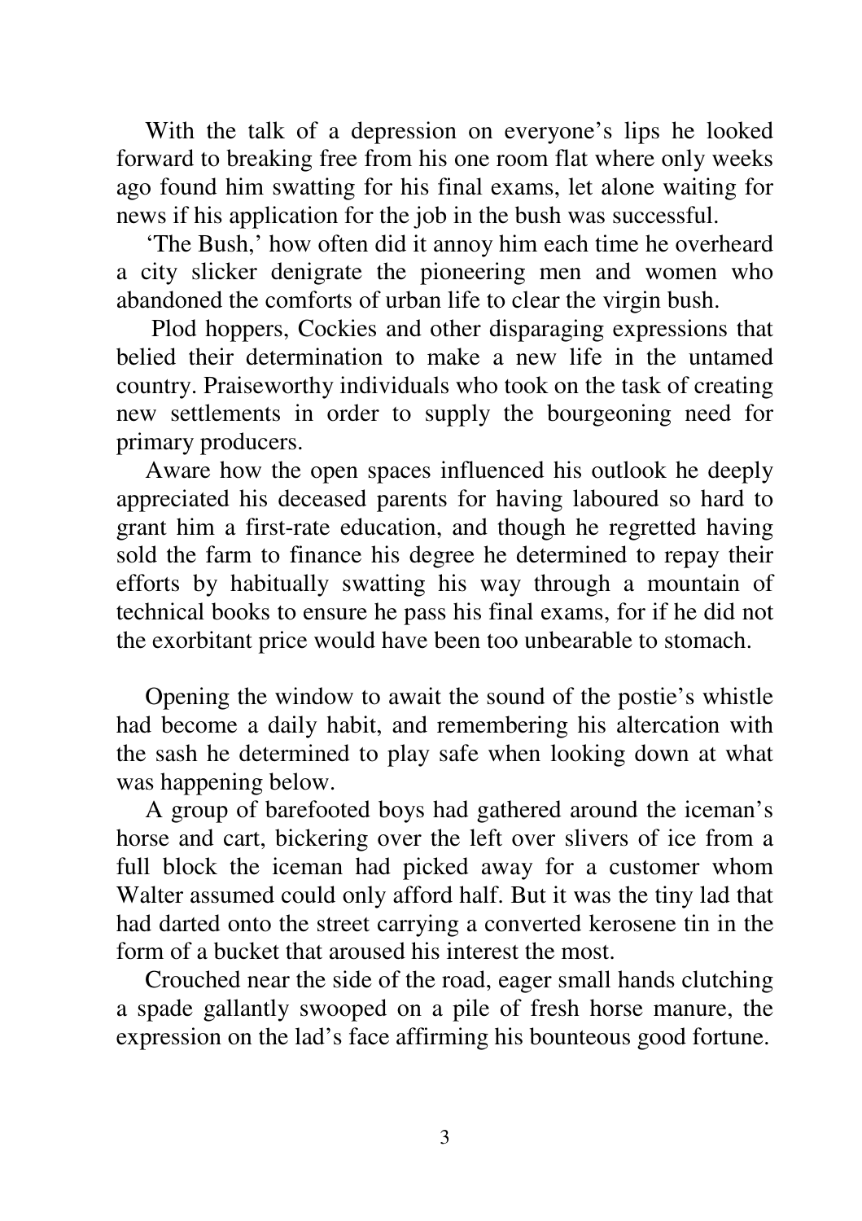With the talk of a depression on everyone's lips he looked forward to breaking free from his one room flat where only weeks ago found him swatting for his final exams, let alone waiting for news if his application for the job in the bush was successful.

'The Bush,' how often did it annoy him each time he overheard a city slicker denigrate the pioneering men and women who abandoned the comforts of urban life to clear the virgin bush.

Plod hoppers, Cockies and other disparaging expressions that belied their determination to make a new life in the untamed country. Praiseworthy individuals who took on the task of creating new settlements in order to supply the bourgeoning need for primary producers.

Aware how the open spaces influenced his outlook he deeply appreciated his deceased parents for having laboured so hard to grant him a first-rate education, and though he regretted having sold the farm to finance his degree he determined to repay their efforts by habitually swatting his way through a mountain of technical books to ensure he pass his final exams, for if he did not the exorbitant price would have been too unbearable to stomach.

Opening the window to await the sound of the postie's whistle had become a daily habit, and remembering his altercation with the sash he determined to play safe when looking down at what was happening below.

A group of barefooted boys had gathered around the iceman's horse and cart, bickering over the left over slivers of ice from a full block the iceman had picked away for a customer whom Walter assumed could only afford half. But it was the tiny lad that had darted onto the street carrying a converted kerosene tin in the form of a bucket that aroused his interest the most.

Crouched near the side of the road, eager small hands clutching a spade gallantly swooped on a pile of fresh horse manure, the expression on the lad's face affirming his bounteous good fortune.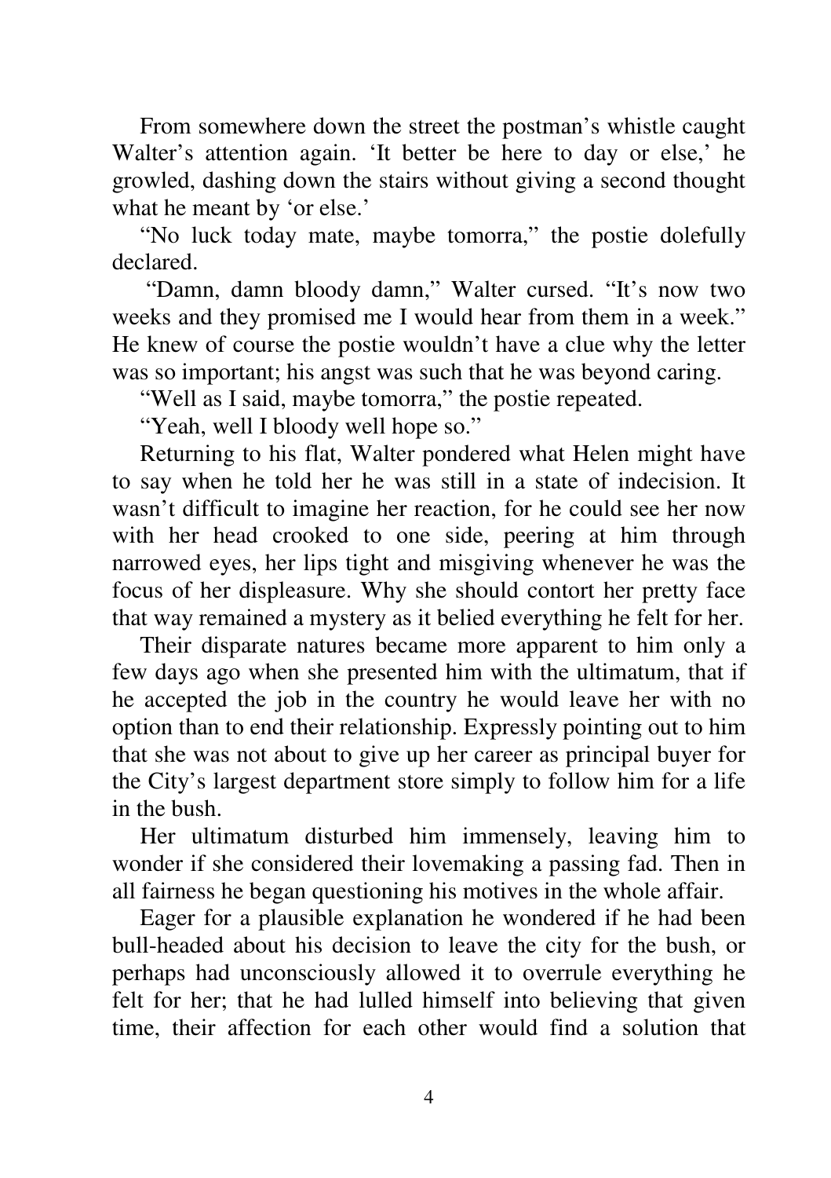From somewhere down the street the postman's whistle caught Walter's attention again. 'It better be here to day or else,' he growled, dashing down the stairs without giving a second thought what he meant by 'or else.'

"No luck today mate, maybe tomorra," the postie dolefully declared.

"Damn, damn bloody damn," Walter cursed. "It's now two weeks and they promised me I would hear from them in a week." He knew of course the postie wouldn't have a clue why the letter was so important; his angst was such that he was beyond caring.

"Well as I said, maybe tomorra," the postie repeated.

"Yeah, well I bloody well hope so."

Returning to his flat, Walter pondered what Helen might have to say when he told her he was still in a state of indecision. It wasn't difficult to imagine her reaction, for he could see her now with her head crooked to one side, peering at him through narrowed eyes, her lips tight and misgiving whenever he was the focus of her displeasure. Why she should contort her pretty face that way remained a mystery as it belied everything he felt for her.

Their disparate natures became more apparent to him only a few days ago when she presented him with the ultimatum, that if he accepted the job in the country he would leave her with no option than to end their relationship. Expressly pointing out to him that she was not about to give up her career as principal buyer for the City's largest department store simply to follow him for a life in the bush.

Her ultimatum disturbed him immensely, leaving him to wonder if she considered their lovemaking a passing fad. Then in all fairness he began questioning his motives in the whole affair.

Eager for a plausible explanation he wondered if he had been bull-headed about his decision to leave the city for the bush, or perhaps had unconsciously allowed it to overrule everything he felt for her; that he had lulled himself into believing that given time, their affection for each other would find a solution that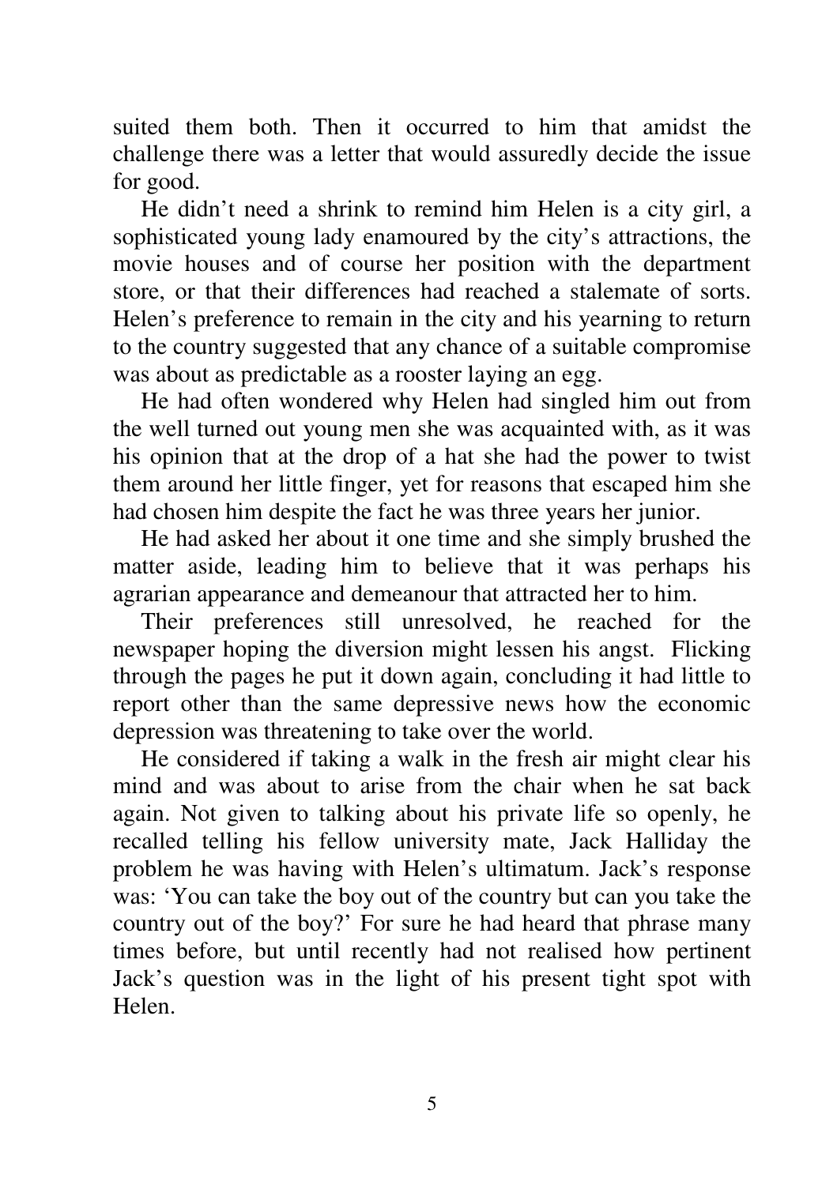suited them both. Then it occurred to him that amidst the challenge there was a letter that would assuredly decide the issue for good.

He didn't need a shrink to remind him Helen is a city girl, a sophisticated young lady enamoured by the city's attractions, the movie houses and of course her position with the department store, or that their differences had reached a stalemate of sorts. Helen's preference to remain in the city and his yearning to return to the country suggested that any chance of a suitable compromise was about as predictable as a rooster laying an egg.

He had often wondered why Helen had singled him out from the well turned out young men she was acquainted with, as it was his opinion that at the drop of a hat she had the power to twist them around her little finger, yet for reasons that escaped him she had chosen him despite the fact he was three years her junior.

He had asked her about it one time and she simply brushed the matter aside, leading him to believe that it was perhaps his agrarian appearance and demeanour that attracted her to him.

Their preferences still unresolved, he reached for the newspaper hoping the diversion might lessen his angst. Flicking through the pages he put it down again, concluding it had little to report other than the same depressive news how the economic depression was threatening to take over the world.

He considered if taking a walk in the fresh air might clear his mind and was about to arise from the chair when he sat back again. Not given to talking about his private life so openly, he recalled telling his fellow university mate, Jack Halliday the problem he was having with Helen's ultimatum. Jack's response was: 'You can take the boy out of the country but can you take the country out of the boy?' For sure he had heard that phrase many times before, but until recently had not realised how pertinent Jack's question was in the light of his present tight spot with Helen.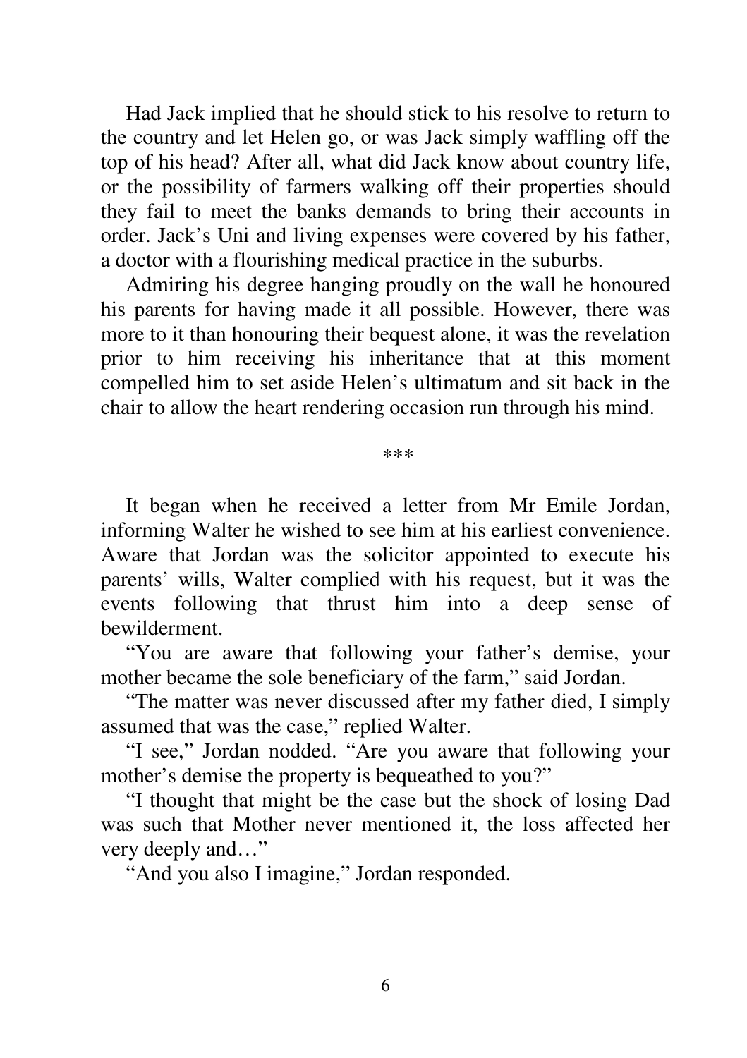Had Jack implied that he should stick to his resolve to return to the country and let Helen go, or was Jack simply waffling off the top of his head? After all, what did Jack know about country life, or the possibility of farmers walking off their properties should they fail to meet the banks demands to bring their accounts in order. Jack's Uni and living expenses were covered by his father, a doctor with a flourishing medical practice in the suburbs.

Admiring his degree hanging proudly on the wall he honoured his parents for having made it all possible. However, there was more to it than honouring their bequest alone, it was the revelation prior to him receiving his inheritance that at this moment compelled him to set aside Helen's ultimatum and sit back in the chair to allow the heart rendering occasion run through his mind.

\*\*\*

It began when he received a letter from Mr Emile Jordan, informing Walter he wished to see him at his earliest convenience. Aware that Jordan was the solicitor appointed to execute his parents' wills, Walter complied with his request, but it was the events following that thrust him into a deep sense of bewilderment.

"You are aware that following your father's demise, your mother became the sole beneficiary of the farm," said Jordan.

"The matter was never discussed after my father died, I simply assumed that was the case," replied Walter.

"I see," Jordan nodded. "Are you aware that following your mother's demise the property is bequeathed to you?"

"I thought that might be the case but the shock of losing Dad was such that Mother never mentioned it, the loss affected her very deeply and…"

"And you also I imagine," Jordan responded.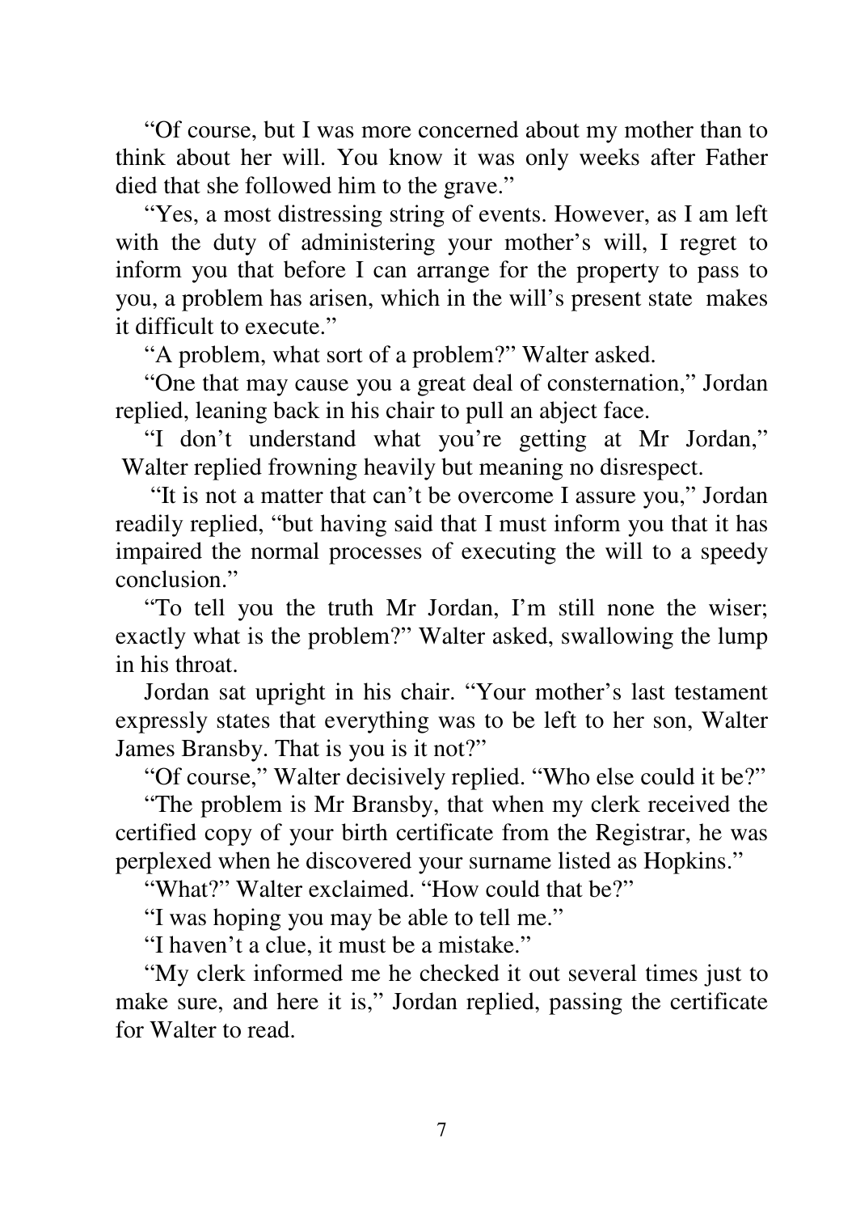"Of course, but I was more concerned about my mother than to think about her will. You know it was only weeks after Father died that she followed him to the grave."

"Yes, a most distressing string of events. However, as I am left with the duty of administering your mother's will, I regret to inform you that before I can arrange for the property to pass to you, a problem has arisen, which in the will's present state makes it difficult to execute."

"A problem, what sort of a problem?" Walter asked.

"One that may cause you a great deal of consternation," Jordan replied, leaning back in his chair to pull an abject face.

"I don't understand what you're getting at Mr Jordan," Walter replied frowning heavily but meaning no disrespect.

"It is not a matter that can't be overcome I assure you," Jordan readily replied, "but having said that I must inform you that it has impaired the normal processes of executing the will to a speedy conclusion."

"To tell you the truth Mr Jordan, I'm still none the wiser; exactly what is the problem?" Walter asked, swallowing the lump in his throat.

Jordan sat upright in his chair. "Your mother's last testament expressly states that everything was to be left to her son, Walter James Bransby. That is you is it not?"

"Of course," Walter decisively replied. "Who else could it be?"

"The problem is Mr Bransby, that when my clerk received the certified copy of your birth certificate from the Registrar, he was perplexed when he discovered your surname listed as Hopkins."

"What?" Walter exclaimed. "How could that be?"

"I was hoping you may be able to tell me."

"I haven't a clue, it must be a mistake."

"My clerk informed me he checked it out several times just to make sure, and here it is," Jordan replied, passing the certificate for Walter to read.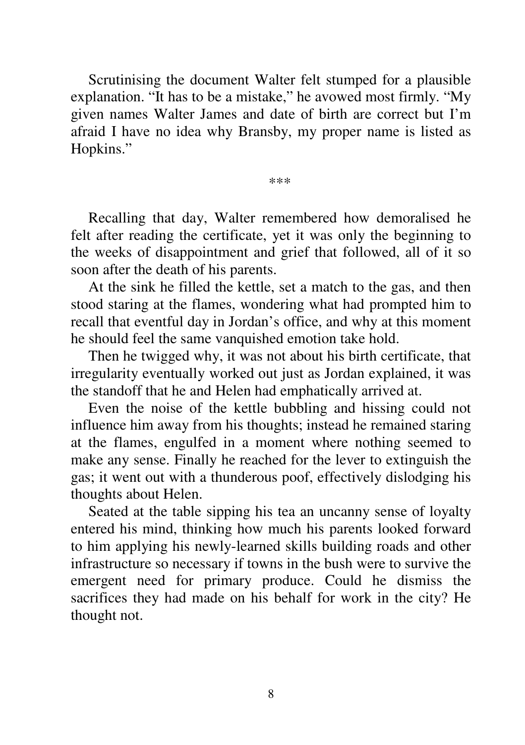Scrutinising the document Walter felt stumped for a plausible explanation. "It has to be a mistake," he avowed most firmly. "My given names Walter James and date of birth are correct but I'm afraid I have no idea why Bransby, my proper name is listed as Hopkins."

\*\*\*

Recalling that day, Walter remembered how demoralised he felt after reading the certificate, yet it was only the beginning to the weeks of disappointment and grief that followed, all of it so soon after the death of his parents.

At the sink he filled the kettle, set a match to the gas, and then stood staring at the flames, wondering what had prompted him to recall that eventful day in Jordan's office, and why at this moment he should feel the same vanquished emotion take hold.

Then he twigged why, it was not about his birth certificate, that irregularity eventually worked out just as Jordan explained, it was the standoff that he and Helen had emphatically arrived at.

Even the noise of the kettle bubbling and hissing could not influence him away from his thoughts; instead he remained staring at the flames, engulfed in a moment where nothing seemed to make any sense. Finally he reached for the lever to extinguish the gas; it went out with a thunderous poof, effectively dislodging his thoughts about Helen.

Seated at the table sipping his tea an uncanny sense of loyalty entered his mind, thinking how much his parents looked forward to him applying his newly-learned skills building roads and other infrastructure so necessary if towns in the bush were to survive the emergent need for primary produce. Could he dismiss the sacrifices they had made on his behalf for work in the city? He thought not.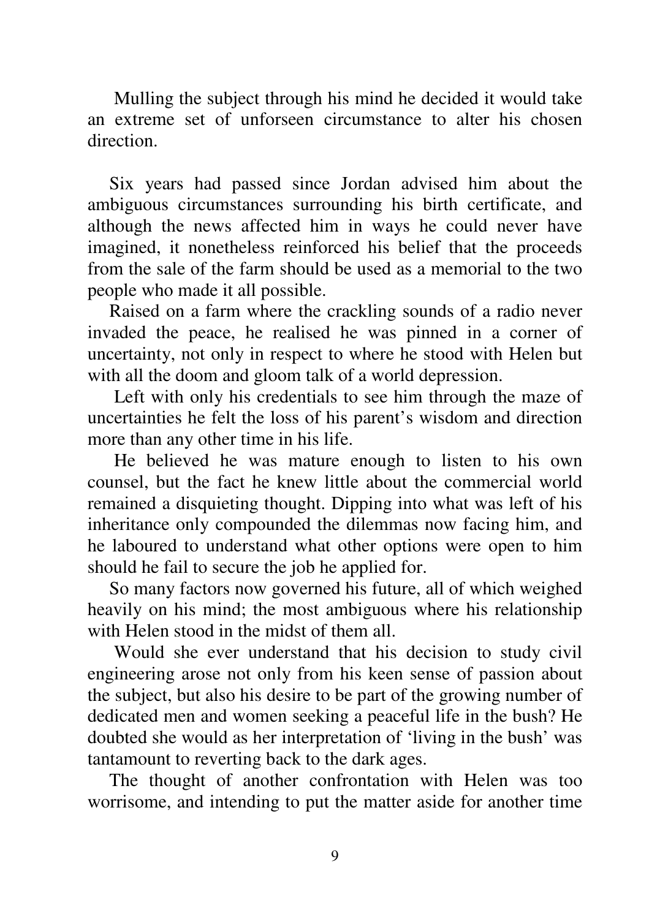Mulling the subject through his mind he decided it would take an extreme set of unforseen circumstance to alter his chosen direction.

Six years had passed since Jordan advised him about the ambiguous circumstances surrounding his birth certificate, and although the news affected him in ways he could never have imagined, it nonetheless reinforced his belief that the proceeds from the sale of the farm should be used as a memorial to the two people who made it all possible.

Raised on a farm where the crackling sounds of a radio never invaded the peace, he realised he was pinned in a corner of uncertainty, not only in respect to where he stood with Helen but with all the doom and gloom talk of a world depression.

Left with only his credentials to see him through the maze of uncertainties he felt the loss of his parent's wisdom and direction more than any other time in his life.

He believed he was mature enough to listen to his own counsel, but the fact he knew little about the commercial world remained a disquieting thought. Dipping into what was left of his inheritance only compounded the dilemmas now facing him, and he laboured to understand what other options were open to him should he fail to secure the job he applied for.

So many factors now governed his future, all of which weighed heavily on his mind; the most ambiguous where his relationship with Helen stood in the midst of them all.

Would she ever understand that his decision to study civil engineering arose not only from his keen sense of passion about the subject, but also his desire to be part of the growing number of dedicated men and women seeking a peaceful life in the bush? He doubted she would as her interpretation of 'living in the bush' was tantamount to reverting back to the dark ages.

The thought of another confrontation with Helen was too worrisome, and intending to put the matter aside for another time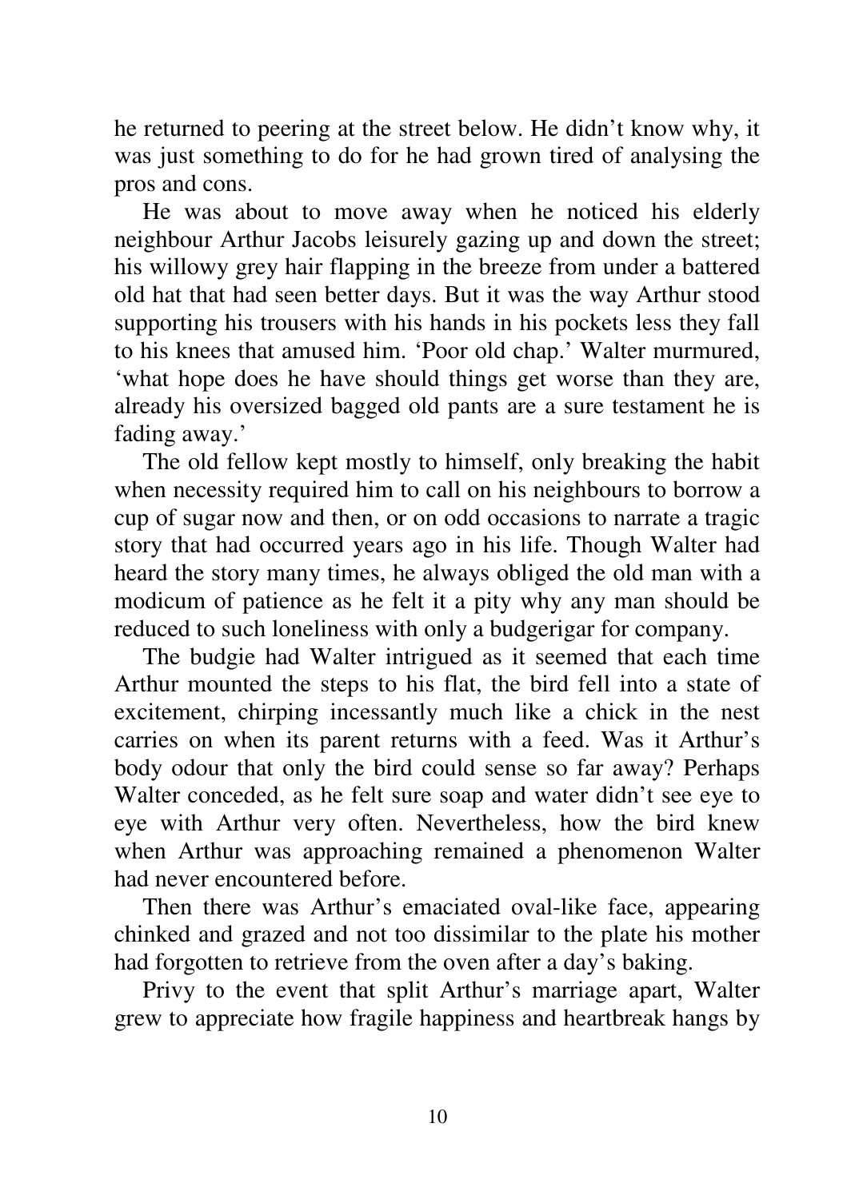he returned to peering at the street below. He didn't know why, it was just something to do for he had grown tired of analysing the pros and cons.

He was about to move away when he noticed his elderly neighbour Arthur Jacobs leisurely gazing up and down the street; his willowy grey hair flapping in the breeze from under a battered old hat that had seen better days. But it was the way Arthur stood supporting his trousers with his hands in his pockets less they fall to his knees that amused him. 'Poor old chap.' Walter murmured, 'what hope does he have should things get worse than they are, already his oversized bagged old pants are a sure testament he is fading away.'

The old fellow kept mostly to himself, only breaking the habit when necessity required him to call on his neighbours to borrow a cup of sugar now and then, or on odd occasions to narrate a tragic story that had occurred years ago in his life. Though Walter had heard the story many times, he always obliged the old man with a modicum of patience as he felt it a pity why any man should be reduced to such loneliness with only a budgerigar for company.

The budgie had Walter intrigued as it seemed that each time Arthur mounted the steps to his flat, the bird fell into a state of excitement, chirping incessantly much like a chick in the nest carries on when its parent returns with a feed. Was it Arthur's body odour that only the bird could sense so far away? Perhaps Walter conceded, as he felt sure soap and water didn't see eye to eye with Arthur very often. Nevertheless, how the bird knew when Arthur was approaching remained a phenomenon Walter had never encountered before.

Then there was Arthur's emaciated oval-like face, appearing chinked and grazed and not too dissimilar to the plate his mother had forgotten to retrieve from the oven after a day's baking.

Privy to the event that split Arthur's marriage apart, Walter grew to appreciate how fragile happiness and heartbreak hangs by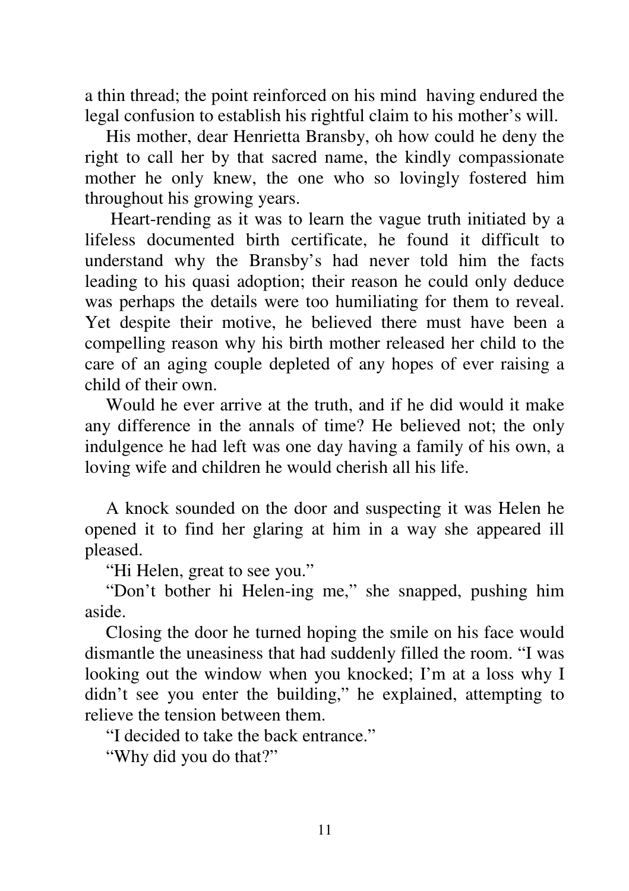a thin thread; the point reinforced on his mind having endured the legal confusion to establish his rightful claim to his mother's will.

His mother, dear Henrietta Bransby, oh how could he deny the right to call her by that sacred name, the kindly compassionate mother he only knew, the one who so lovingly fostered him throughout his growing years.

Heart-rending as it was to learn the vague truth initiated by a lifeless documented birth certificate, he found it difficult to understand why the Bransby's had never told him the facts leading to his quasi adoption; their reason he could only deduce was perhaps the details were too humiliating for them to reveal. Yet despite their motive, he believed there must have been a compelling reason why his birth mother released her child to the care of an aging couple depleted of any hopes of ever raising a child of their own.

Would he ever arrive at the truth, and if he did would it make any difference in the annals of time? He believed not; the only indulgence he had left was one day having a family of his own, a loving wife and children he would cherish all his life.

A knock sounded on the door and suspecting it was Helen he opened it to find her glaring at him in a way she appeared ill pleased.

"Hi Helen, great to see you."

"Don't bother hi Helen-ing me," she snapped, pushing him aside.

Closing the door he turned hoping the smile on his face would dismantle the uneasiness that had suddenly filled the room. "I was looking out the window when you knocked; I'm at a loss why I didn't see you enter the building," he explained, attempting to relieve the tension between them.

"I decided to take the back entrance."

"Why did you do that?"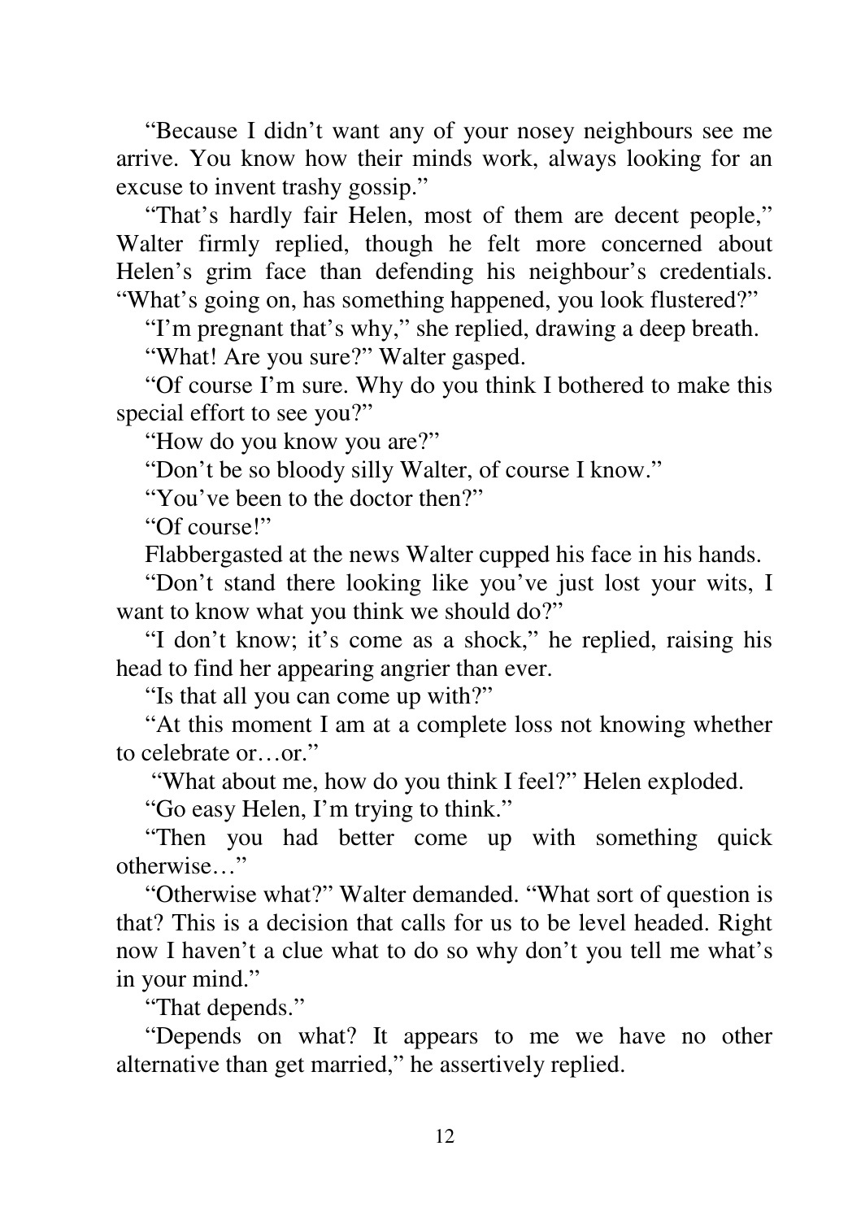"Because I didn't want any of your nosey neighbours see me arrive. You know how their minds work, always looking for an excuse to invent trashy gossip."

"That's hardly fair Helen, most of them are decent people," Walter firmly replied, though he felt more concerned about Helen's grim face than defending his neighbour's credentials. "What's going on, has something happened, you look flustered?"

"I'm pregnant that's why," she replied, drawing a deep breath.

"What! Are you sure?" Walter gasped.

"Of course I'm sure. Why do you think I bothered to make this special effort to see you?"

"How do you know you are?"

"Don't be so bloody silly Walter, of course I know."

"You've been to the doctor then?"

"Of course!"

Flabbergasted at the news Walter cupped his face in his hands.

"Don't stand there looking like you've just lost your wits, I want to know what you think we should do?"

"I don't know; it's come as a shock," he replied, raising his head to find her appearing angrier than ever.

"Is that all you can come up with?"

"At this moment I am at a complete loss not knowing whether to celebrate or…or."

"What about me, how do you think I feel?" Helen exploded.

"Go easy Helen, I'm trying to think."

"Then you had better come up with something quick otherwise…"

"Otherwise what?" Walter demanded. "What sort of question is that? This is a decision that calls for us to be level headed. Right now I haven't a clue what to do so why don't you tell me what's in your mind."

"That depends."

"Depends on what? It appears to me we have no other alternative than get married," he assertively replied.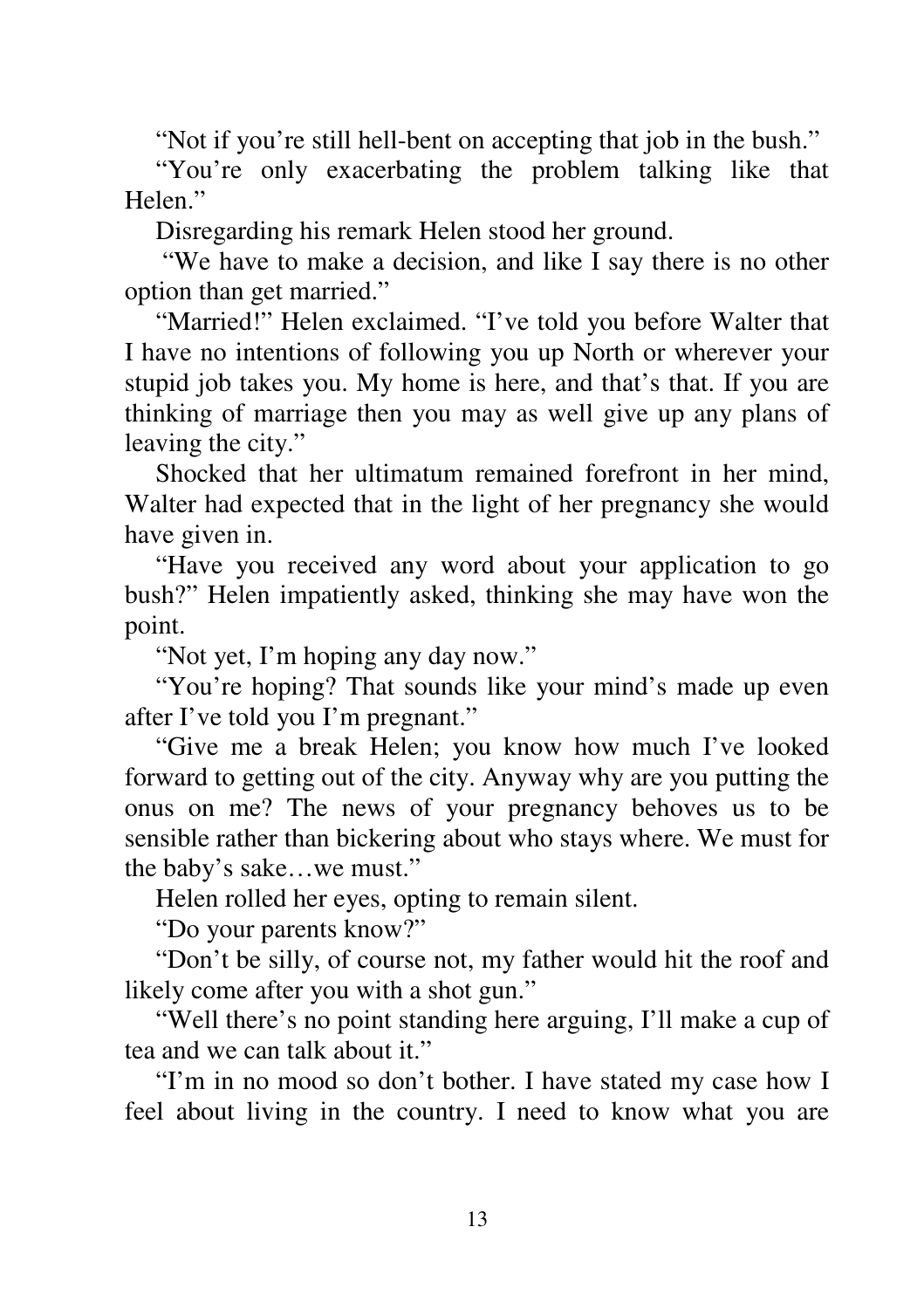"Not if you're still hell-bent on accepting that job in the bush."

"You're only exacerbating the problem talking like that Helen."

Disregarding his remark Helen stood her ground.

"We have to make a decision, and like I say there is no other option than get married."

"Married!" Helen exclaimed. "I've told you before Walter that I have no intentions of following you up North or wherever your stupid job takes you. My home is here, and that's that. If you are thinking of marriage then you may as well give up any plans of leaving the city."

Shocked that her ultimatum remained forefront in her mind, Walter had expected that in the light of her pregnancy she would have given in.

"Have you received any word about your application to go bush?" Helen impatiently asked, thinking she may have won the point.

"Not yet, I'm hoping any day now."

"You're hoping? That sounds like your mind's made up even after I've told you I'm pregnant."

"Give me a break Helen; you know how much I've looked forward to getting out of the city. Anyway why are you putting the onus on me? The news of your pregnancy behoves us to be sensible rather than bickering about who stays where. We must for the baby's sake…we must."

Helen rolled her eyes, opting to remain silent.

"Do your parents know?"

"Don't be silly, of course not, my father would hit the roof and likely come after you with a shot gun."

"Well there's no point standing here arguing, I'll make a cup of tea and we can talk about it."

"I'm in no mood so don't bother. I have stated my case how I feel about living in the country. I need to know what you are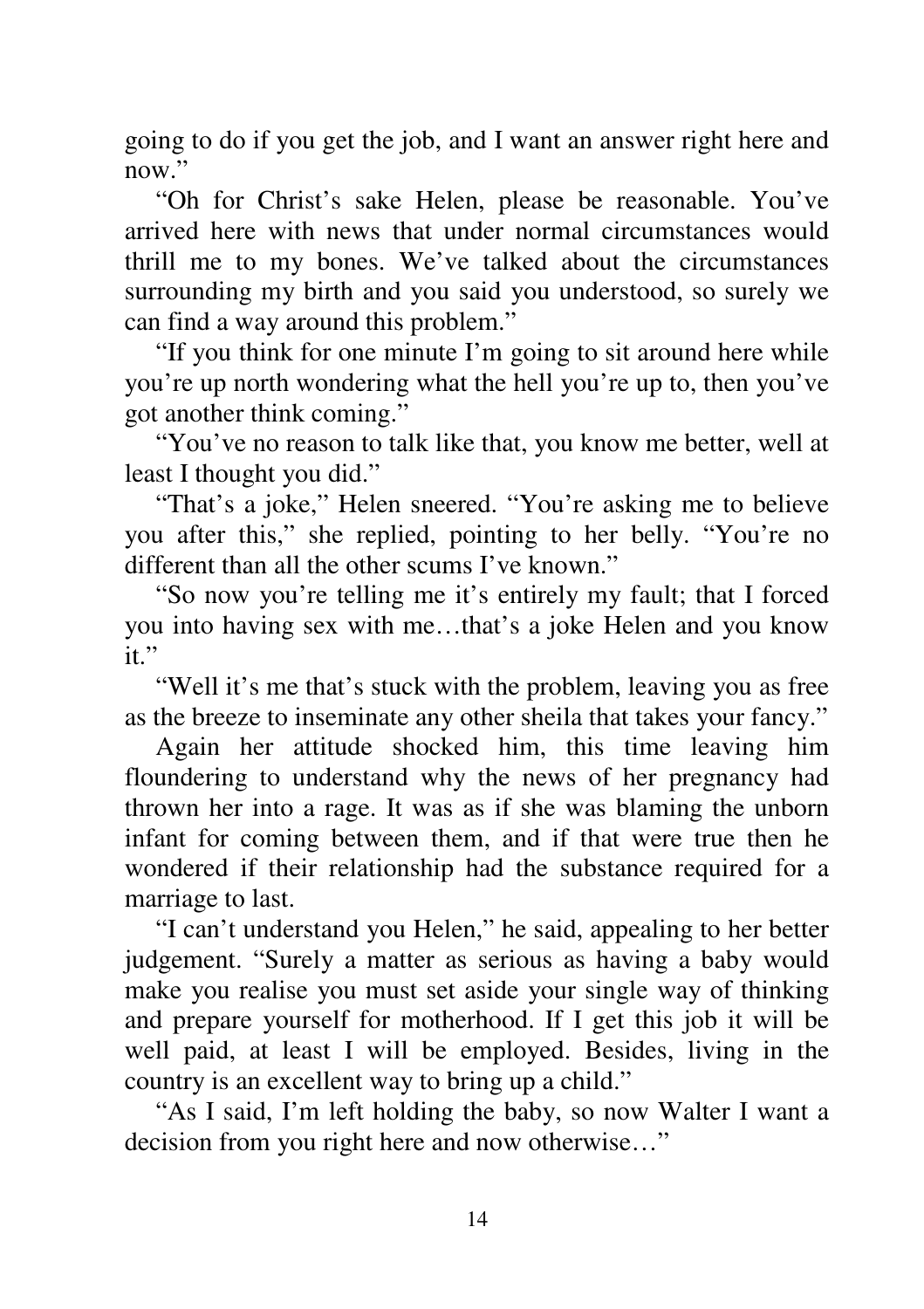going to do if you get the job, and I want an answer right here and now."

"Oh for Christ's sake Helen, please be reasonable. You've arrived here with news that under normal circumstances would thrill me to my bones. We've talked about the circumstances surrounding my birth and you said you understood, so surely we can find a way around this problem."

"If you think for one minute I'm going to sit around here while you're up north wondering what the hell you're up to, then you've got another think coming."

"You've no reason to talk like that, you know me better, well at least I thought you did."

"That's a joke," Helen sneered. "You're asking me to believe you after this," she replied, pointing to her belly. "You're no different than all the other scums I've known."

"So now you're telling me it's entirely my fault; that I forced you into having sex with me…that's a joke Helen and you know it."

"Well it's me that's stuck with the problem, leaving you as free as the breeze to inseminate any other sheila that takes your fancy."

Again her attitude shocked him, this time leaving him floundering to understand why the news of her pregnancy had thrown her into a rage. It was as if she was blaming the unborn infant for coming between them, and if that were true then he wondered if their relationship had the substance required for a marriage to last.

"I can't understand you Helen," he said, appealing to her better judgement. "Surely a matter as serious as having a baby would make you realise you must set aside your single way of thinking and prepare yourself for motherhood. If I get this job it will be well paid, at least I will be employed. Besides, living in the country is an excellent way to bring up a child."

"As I said, I'm left holding the baby, so now Walter I want a decision from you right here and now otherwise…"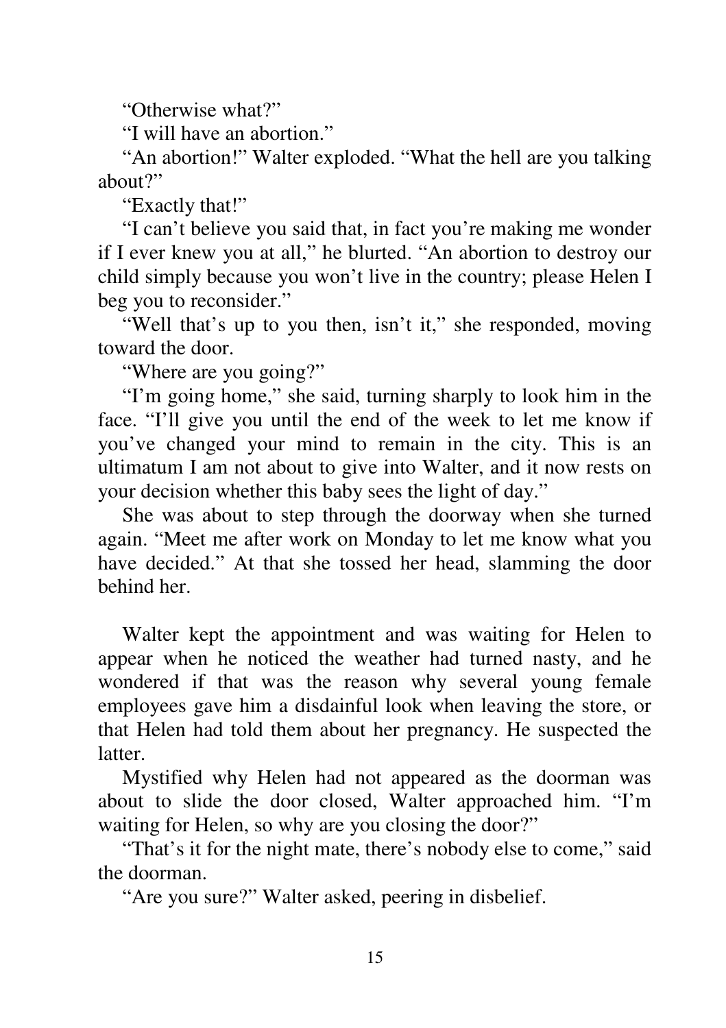"Otherwise what?"

"I will have an abortion."

"An abortion!" Walter exploded. "What the hell are you talking about?"

"Exactly that!"

"I can't believe you said that, in fact you're making me wonder if I ever knew you at all," he blurted. "An abortion to destroy our child simply because you won't live in the country; please Helen I beg you to reconsider."

"Well that's up to you then, isn't it," she responded, moving toward the door.

"Where are you going?"

"I'm going home," she said, turning sharply to look him in the face. "I'll give you until the end of the week to let me know if you've changed your mind to remain in the city. This is an ultimatum I am not about to give into Walter, and it now rests on your decision whether this baby sees the light of day."

She was about to step through the doorway when she turned again. "Meet me after work on Monday to let me know what you have decided." At that she tossed her head, slamming the door behind her.

Walter kept the appointment and was waiting for Helen to appear when he noticed the weather had turned nasty, and he wondered if that was the reason why several young female employees gave him a disdainful look when leaving the store, or that Helen had told them about her pregnancy. He suspected the latter.

Mystified why Helen had not appeared as the doorman was about to slide the door closed, Walter approached him. "I'm waiting for Helen, so why are you closing the door?"

"That's it for the night mate, there's nobody else to come," said the doorman.

"Are you sure?" Walter asked, peering in disbelief.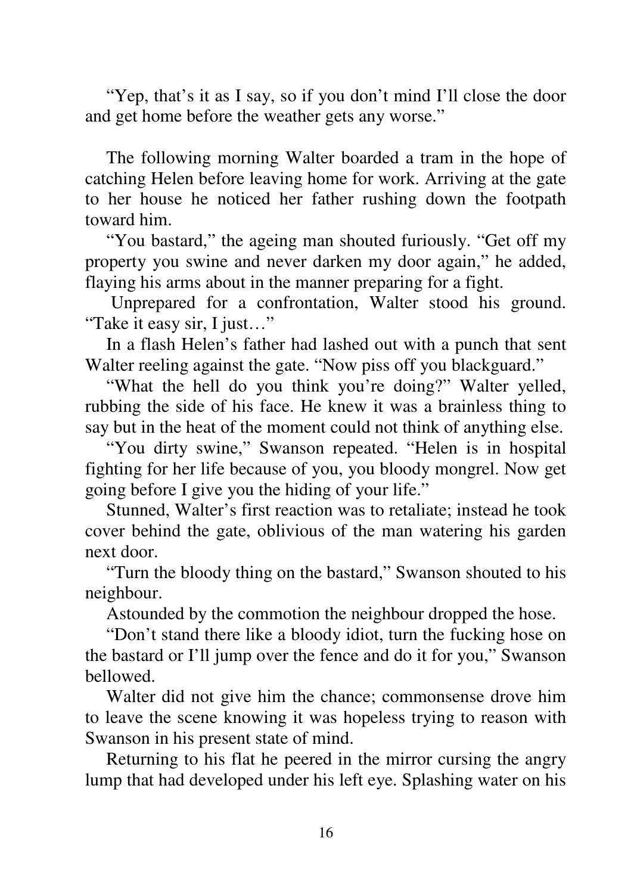"Yep, that's it as I say, so if you don't mind I'll close the door and get home before the weather gets any worse."

The following morning Walter boarded a tram in the hope of catching Helen before leaving home for work. Arriving at the gate to her house he noticed her father rushing down the footpath toward him.

"You bastard," the ageing man shouted furiously. "Get off my property you swine and never darken my door again," he added, flaying his arms about in the manner preparing for a fight.

Unprepared for a confrontation, Walter stood his ground. "Take it easy sir, I just…"

In a flash Helen's father had lashed out with a punch that sent Walter reeling against the gate. "Now piss off you blackguard."

"What the hell do you think you're doing?" Walter yelled, rubbing the side of his face. He knew it was a brainless thing to say but in the heat of the moment could not think of anything else.

"You dirty swine," Swanson repeated. "Helen is in hospital fighting for her life because of you, you bloody mongrel. Now get going before I give you the hiding of your life."

Stunned, Walter's first reaction was to retaliate; instead he took cover behind the gate, oblivious of the man watering his garden next door.

"Turn the bloody thing on the bastard," Swanson shouted to his neighbour.

Astounded by the commotion the neighbour dropped the hose.

"Don't stand there like a bloody idiot, turn the fucking hose on the bastard or I'll jump over the fence and do it for you," Swanson bellowed.

Walter did not give him the chance; commonsense drove him to leave the scene knowing it was hopeless trying to reason with Swanson in his present state of mind.

Returning to his flat he peered in the mirror cursing the angry lump that had developed under his left eye. Splashing water on his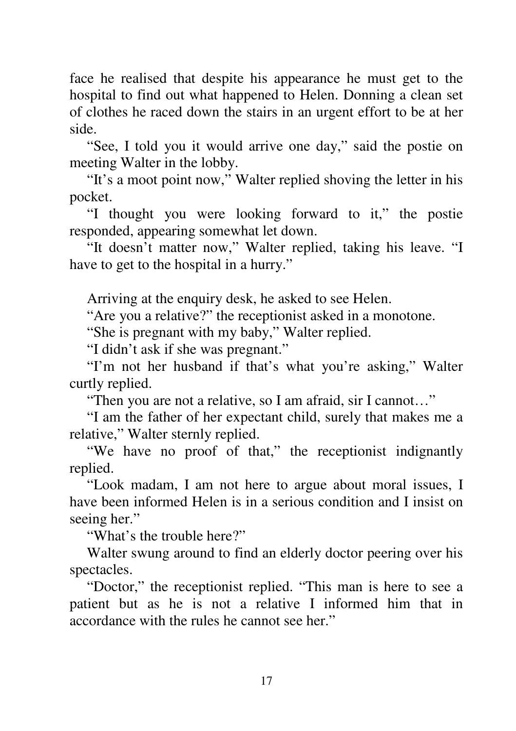face he realised that despite his appearance he must get to the hospital to find out what happened to Helen. Donning a clean set of clothes he raced down the stairs in an urgent effort to be at her side.

"See, I told you it would arrive one day," said the postie on meeting Walter in the lobby.

"It's a moot point now," Walter replied shoving the letter in his pocket.

"I thought you were looking forward to it," the postie responded, appearing somewhat let down.

"It doesn't matter now," Walter replied, taking his leave. "I have to get to the hospital in a hurry."

Arriving at the enquiry desk, he asked to see Helen.

"Are you a relative?" the receptionist asked in a monotone.

"She is pregnant with my baby," Walter replied.

"I didn't ask if she was pregnant."

"I'm not her husband if that's what you're asking," Walter curtly replied.

"Then you are not a relative, so I am afraid, sir I cannot…"

"I am the father of her expectant child, surely that makes me a relative," Walter sternly replied.

"We have no proof of that," the receptionist indignantly replied.

"Look madam, I am not here to argue about moral issues, I have been informed Helen is in a serious condition and I insist on seeing her."

"What's the trouble here?"

Walter swung around to find an elderly doctor peering over his spectacles.

"Doctor," the receptionist replied. "This man is here to see a patient but as he is not a relative I informed him that in accordance with the rules he cannot see her."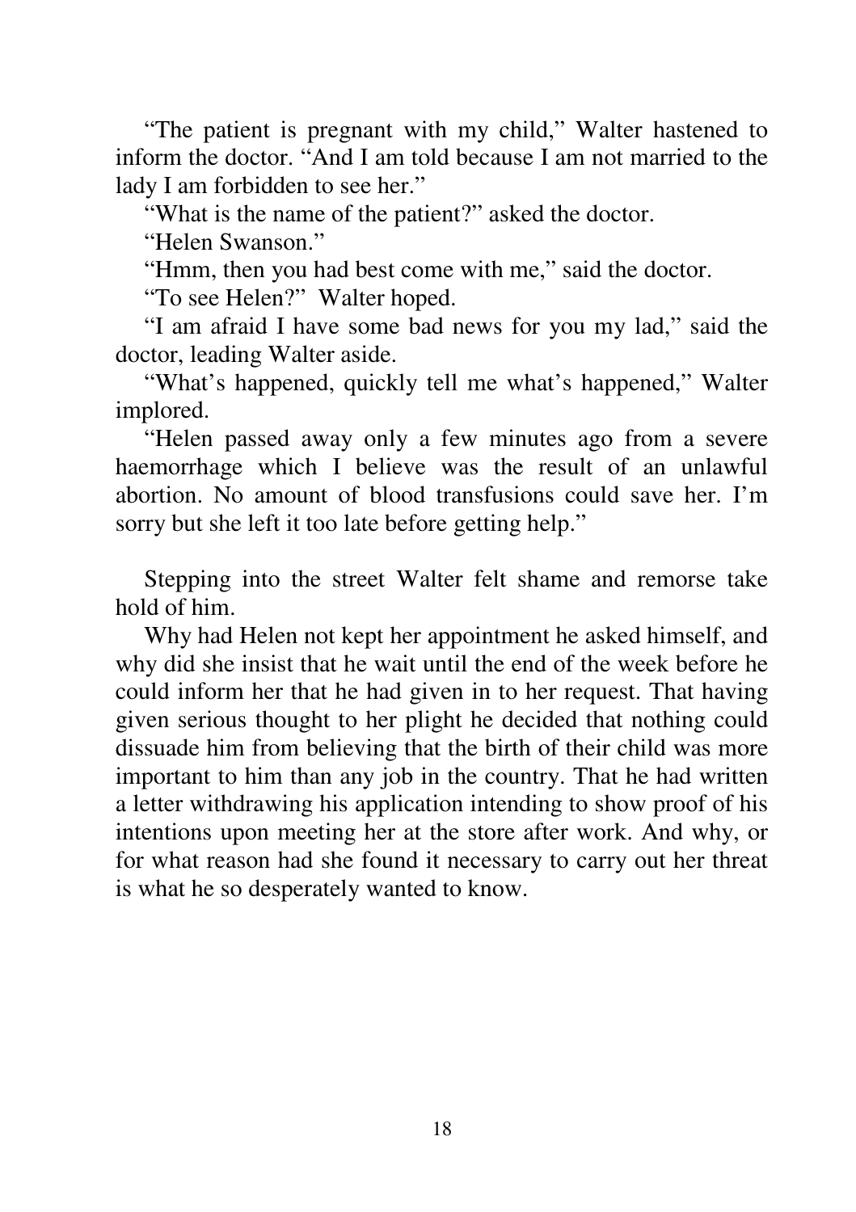"The patient is pregnant with my child," Walter hastened to inform the doctor. "And I am told because I am not married to the lady I am forbidden to see her."

"What is the name of the patient?" asked the doctor.

"Helen Swanson."

"Hmm, then you had best come with me," said the doctor.

"To see Helen?" Walter hoped.

"I am afraid I have some bad news for you my lad," said the doctor, leading Walter aside.

"What's happened, quickly tell me what's happened," Walter implored.

"Helen passed away only a few minutes ago from a severe haemorrhage which I believe was the result of an unlawful abortion. No amount of blood transfusions could save her. I'm sorry but she left it too late before getting help."

Stepping into the street Walter felt shame and remorse take hold of him.

Why had Helen not kept her appointment he asked himself, and why did she insist that he wait until the end of the week before he could inform her that he had given in to her request. That having given serious thought to her plight he decided that nothing could dissuade him from believing that the birth of their child was more important to him than any job in the country. That he had written a letter withdrawing his application intending to show proof of his intentions upon meeting her at the store after work. And why, or for what reason had she found it necessary to carry out her threat is what he so desperately wanted to know.